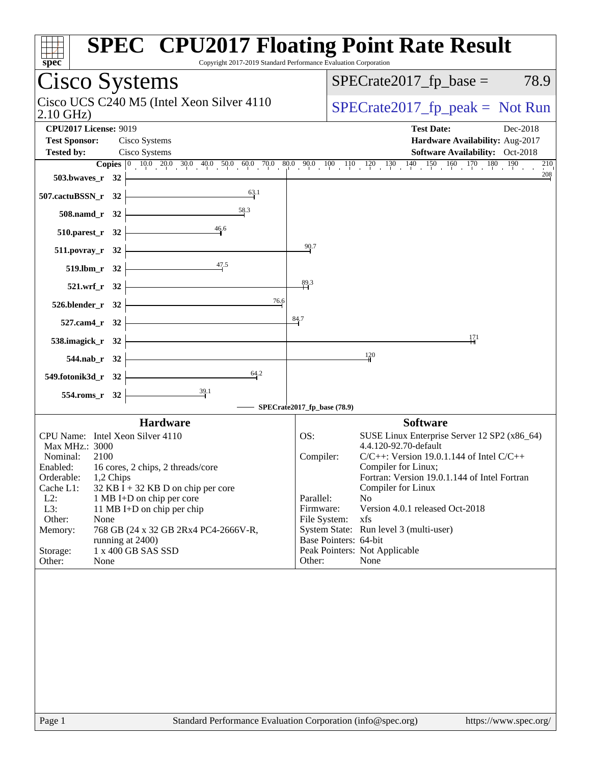# SPEC CPU2017 Floating Point Rate Result

Copyright 2017-2019 Standard Performance Evaluation Corporation

## Cisco Systems

Cisco UCS C240 M5 (Intel Xeon Silver 4110 2.10 GHz)

SPECrate2017_fp_base = 78.9

SPECrate2017_fp_peak = Not Run

**CPU2017 License:** 9019
**Test Sponsor:** Cisco Systems
**Tested by:** Cisco Systems
**Test Date:** Dec-2018
**Hardware Availability:** Aug-2017
**Software Availability:** Oct-2018

| Benchmark | Copies | Base |
|---|---|---|
| 503.bwaves_r | 32 | 208 |
| 507.cactuBSSN_r | 32 | 63.1 |
| 508.namd_r | 32 | 58.3 |
| 510.parest_r | 32 | 46.6 |
| 511.povray_r | 32 | 90.7 |
| 519.lbm_r | 32 | 47.5 |
| 521.wrf_r | 32 | 89.3 |
| 526.blender_r | 32 | 76.6 |
| 527.cam4_r | 32 | 84.7 |
| 538.imagick_r | 32 | 171 |
| 544.nab_r | 32 | 120 |
| 549.fotonik3d_r | 32 | 64.2 |
| 554.roms_r | 32 | 39.1 |

SPECrate2017_fp_base (78.9)

### Hardware

| | |
|---|---|
| CPU Name: | Intel Xeon Silver 4110 |
| Max MHz.: | 3000 |
| Nominal: | 2100 |
| Enabled: | 16 cores, 2 chips, 2 threads/core |
| Orderable: | 1,2 Chips |
| Cache L1: | 32 KB I + 32 KB D on chip per core |
| L2: | 1 MB I+D on chip per core |
| L3: | 11 MB I+D on chip per chip |
| Other: | None |
| Memory: | 768 GB (24 x 32 GB 2Rx4 PC4-2666V-R, running at 2400) |
| Storage: | 1 x 400 GB SAS SSD |
| Other: | None |

### Software

| | |
|---|---|
| OS: | SUSE Linux Enterprise Server 12 SP2 (x86_64) 4.4.120-92.70-default |
| Compiler: | C/C++: Version 19.0.1.144 of Intel C/C++ Compiler for Linux; Fortran: Version 19.0.1.144 of Intel Fortran Compiler for Linux |
| Parallel: | No |
| Firmware: | Version 4.0.1 released Oct-2018 |
| File System: | xfs |
| System State: | Run level 3 (multi-user) |
| Base Pointers: | 64-bit |
| Peak Pointers: | Not Applicable |
| Other: | None |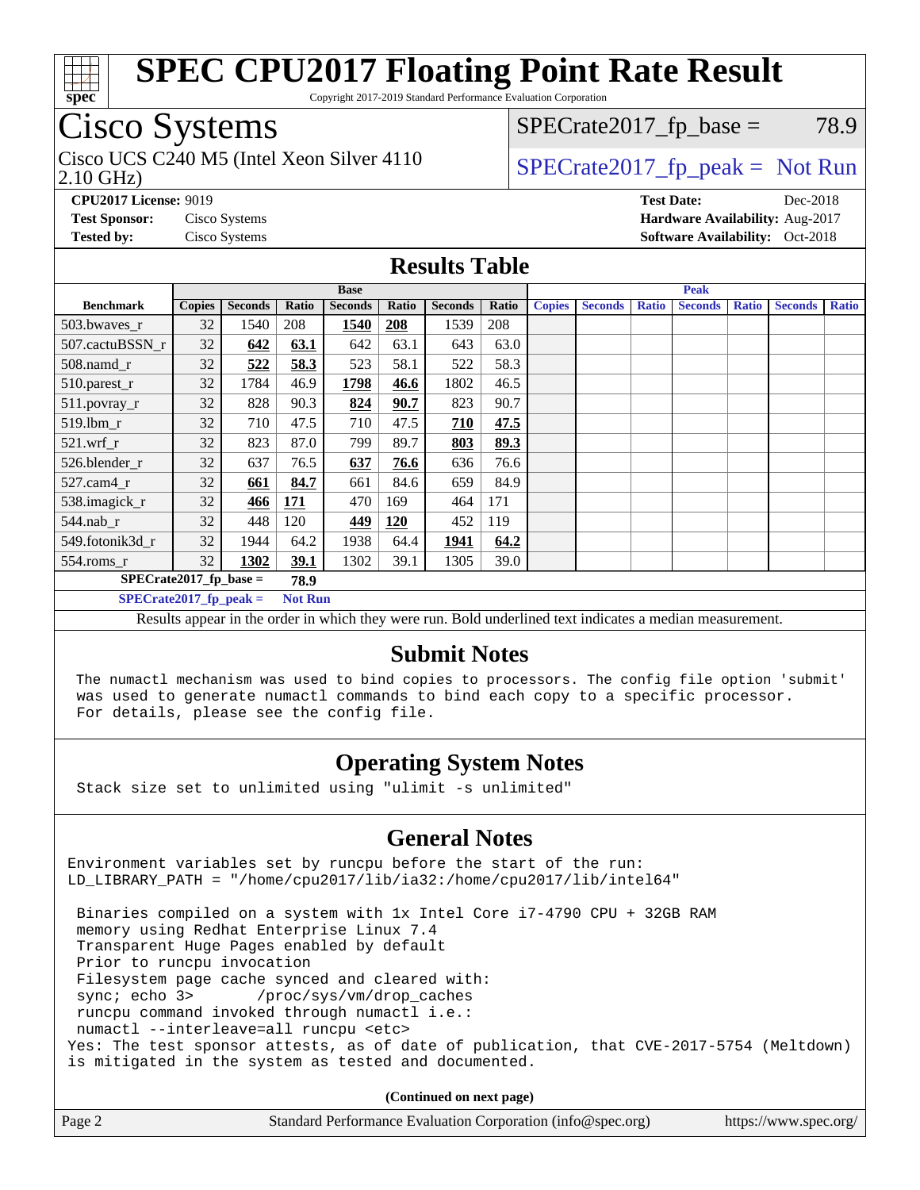# SPEC CPU2017 Floating Point Rate Result

Copyright 2017-2019 Standard Performance Evaluation Corporation

## Cisco Systems

Cisco UCS C240 M5 (Intel Xeon Silver 4110 2.10 GHz)

SPECrate2017_fp_base = 78.9

SPECrate2017_fp_peak = Not Run

**CPU2017 License:** 9019
**Test Sponsor:** Cisco Systems
**Tested by:** Cisco Systems

**Test Date:** Dec-2018
**Hardware Availability:** Aug-2017
**Software Availability:** Oct-2018

## Results Table

| Benchmark | Base | | | | | | | Peak | | | | | | |
|---|---|---|---|---|---|---|---|---|---|---|---|---|---|---|
| | Copies | Seconds | Ratio | Seconds | Ratio | Seconds | Ratio | Copies | Seconds | Ratio | Seconds | Ratio | Seconds | Ratio |
| 503.bwaves_r | 32 | 1540 | 208 | **1540** | **208** | 1539 | 208 | | | | | | | |
| 507.cactuBSSN_r | 32 | **642** | **63.1** | 642 | 63.1 | 643 | 63.0 | | | | | | | |
| 508.namd_r | 32 | **522** | **58.3** | 523 | 58.1 | 522 | 58.3 | | | | | | | |
| 510.parest_r | 32 | 1784 | 46.9 | **1798** | **46.6** | 1802 | 46.5 | | | | | | | |
| 511.povray_r | 32 | 828 | 90.3 | **824** | **90.7** | 823 | 90.7 | | | | | | | |
| 519.lbm_r | 32 | 710 | 47.5 | 710 | 47.5 | **710** | **47.5** | | | | | | | |
| 521.wrf_r | 32 | 823 | 87.0 | 799 | 89.7 | **803** | **89.3** | | | | | | | |
| 526.blender_r | 32 | 637 | 76.5 | **637** | **76.6** | 636 | 76.6 | | | | | | | |
| 527.cam4_r | 32 | **661** | **84.7** | 661 | 84.6 | 659 | 84.9 | | | | | | | |
| 538.imagick_r | 32 | **466** | **171** | 470 | 169 | 464 | 171 | | | | | | | |
| 544.nab_r | 32 | 448 | 120 | **449** | **120** | 452 | 119 | | | | | | | |
| 549.fotonik3d_r | 32 | 1944 | 64.2 | 1938 | 64.4 | **1941** | **64.2** | | | | | | | |
| 554.roms_r | 32 | **1302** | **39.1** | 1302 | 39.1 | 1305 | 39.0 | | | | | | | |

**SPECrate2017_fp_base = 78.9**

**SPECrate2017_fp_peak = Not Run**

Results appear in the order in which they were run. Bold underlined text indicates a median measurement.

## Submit Notes

```
The numactl mechanism was used to bind copies to processors. The config file option 'submit'
was used to generate numactl commands to bind each copy to a specific processor.
For details, please see the config file.
```

## Operating System Notes

```
Stack size set to unlimited using "ulimit -s unlimited"
```

## General Notes

```
Environment variables set by runcpu before the start of the run:
LD_LIBRARY_PATH = "/home/cpu2017/lib/ia32:/home/cpu2017/lib/intel64"

 Binaries compiled on a system with 1x Intel Core i7-4790 CPU + 32GB RAM
 memory using Redhat Enterprise Linux 7.4
 Transparent Huge Pages enabled by default
 Prior to runcpu invocation
 Filesystem page cache synced and cleared with:
 sync; echo 3>       /proc/sys/vm/drop_caches
 runcpu command invoked through numactl i.e.:
 numactl --interleave=all runcpu <etc>
Yes: The test sponsor attests, as of date of publication, that CVE-2017-5754 (Meltdown)
is mitigated in the system as tested and documented.
```

**(Continued on next page)**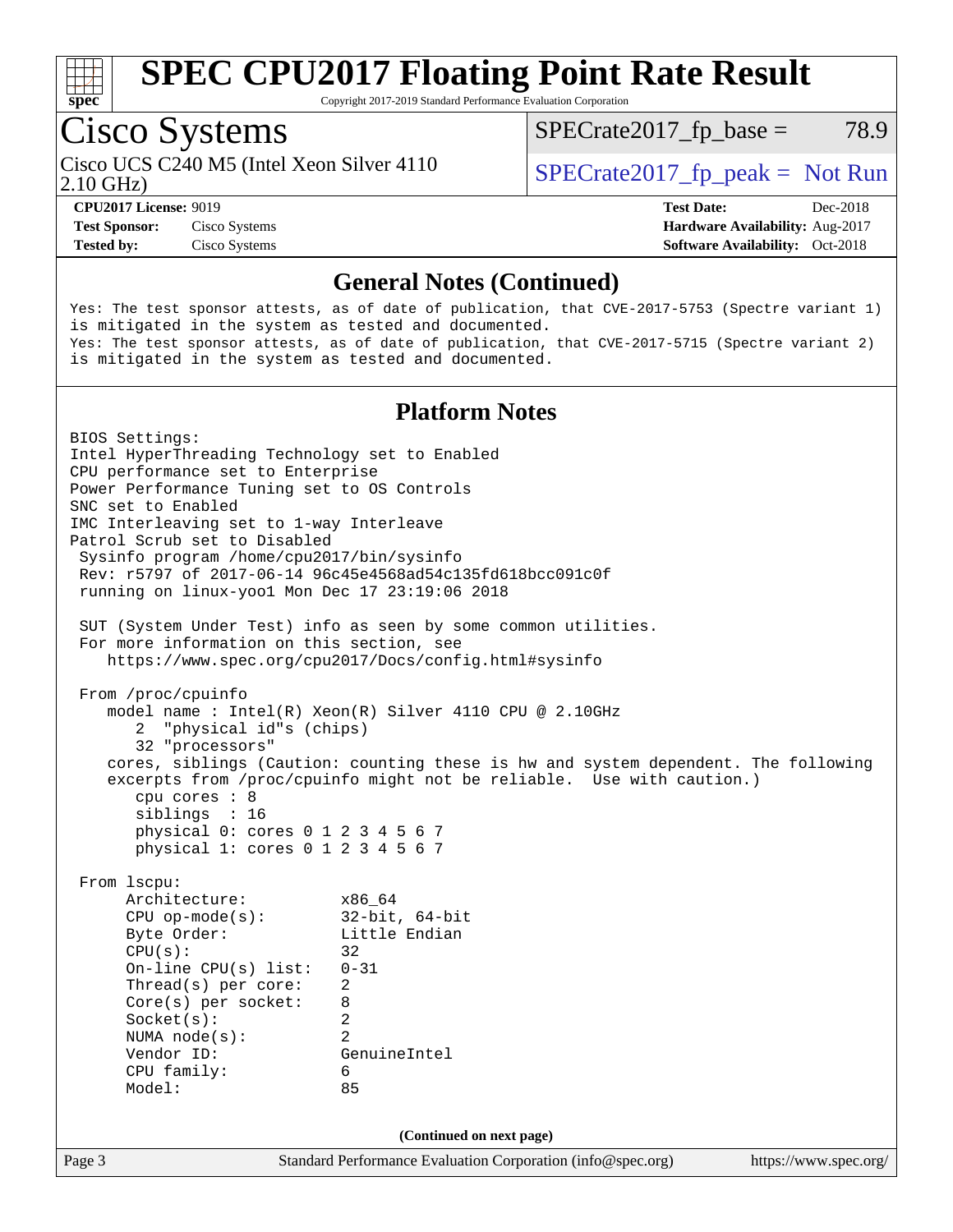## General Notes (Continued)

```
Yes: The test sponsor attests, as of date of publication, that CVE-2017-5753 (Spectre variant 1)
is mitigated in the system as tested and documented.
Yes: The test sponsor attests, as of date of publication, that CVE-2017-5715 (Spectre variant 2)
is mitigated in the system as tested and documented.
```

## Platform Notes

```
BIOS Settings:
Intel HyperThreading Technology set to Enabled
CPU performance set to Enterprise
Power Performance Tuning set to OS Controls
SNC set to Enabled
IMC Interleaving set to 1-way Interleave
Patrol Scrub set to Disabled
 Sysinfo program /home/cpu2017/bin/sysinfo
 Rev: r5797 of 2017-06-14 96c45e4568ad54c135fd618bcc091c0f
 running on linux-yoo1 Mon Dec 17 23:19:06 2018

 SUT (System Under Test) info as seen by some common utilities.
 For more information on this section, see
    https://www.spec.org/cpu2017/Docs/config.html#sysinfo

 From /proc/cpuinfo
    model name : Intel(R) Xeon(R) Silver 4110 CPU @ 2.10GHz
       2  "physical id"s (chips)
       32 "processors"
    cores, siblings (Caution: counting these is hw and system dependent. The following
    excerpts from /proc/cpuinfo might not be reliable.  Use with caution.)
       cpu cores : 8
       siblings  : 16
       physical 0: cores 0 1 2 3 4 5 6 7
       physical 1: cores 0 1 2 3 4 5 6 7

 From lscpu:
      Architecture:          x86_64
      CPU op-mode(s):        32-bit, 64-bit
      Byte Order:            Little Endian
      CPU(s):                32
      On-line CPU(s) list:   0-31
      Thread(s) per core:    2
      Core(s) per socket:    8
      Socket(s):             2
      NUMA node(s):          2
      Vendor ID:             GenuineIntel
      CPU family:            6
      Model:                 85
```

(Continued on next page)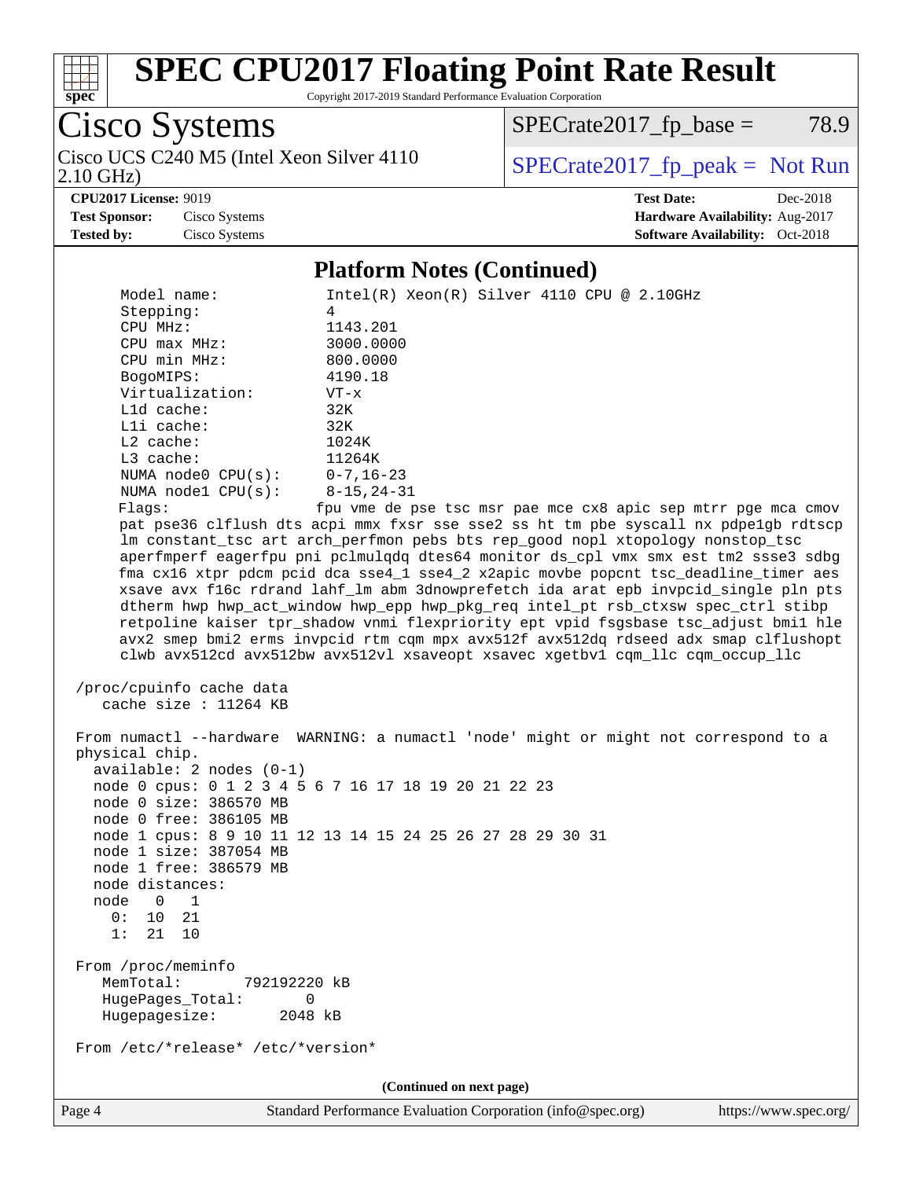## Platform Notes (Continued)

```
     Model name:            Intel(R) Xeon(R) Silver 4110 CPU @ 2.10GHz
     Stepping:              4
     CPU MHz:               1143.201
     CPU max MHz:           3000.0000
     CPU min MHz:           800.0000
     BogoMIPS:              4190.18
     Virtualization:        VT-x
     L1d cache:             32K
     L1i cache:             32K
     L2 cache:              1024K
     L3 cache:              11264K
     NUMA node0 CPU(s):     0-7,16-23
     NUMA node1 CPU(s):     8-15,24-31
     Flags:                 fpu vme de pse tsc msr pae mce cx8 apic sep mtrr pge mca cmov
     pat pse36 clflush dts acpi mmx fxsr sse sse2 ss ht tm pbe syscall nx pdpe1gb rdtscp
     lm constant_tsc art arch_perfmon pebs bts rep_good nopl xtopology nonstop_tsc
     aperfmperf eagerfpu pni pclmulqdq dtes64 monitor ds_cpl vmx smx est tm2 ssse3 sdbg
     fma cx16 xtpr pdcm pcid dca sse4_1 sse4_2 x2apic movbe popcnt tsc_deadline_timer aes
     xsave avx f16c rdrand lahf_lm abm 3dnowprefetch ida arat epb invpcid_single pln pts
     dtherm hwp hwp_act_window hwp_epp hwp_pkg_req intel_pt rsb_ctxsw spec_ctrl stibp
     retpoline kaiser tpr_shadow vnmi flexpriority ept vpid fsgsbase tsc_adjust bmi1 hle
     avx2 smep bmi2 erms invpcid rtm cqm mpx avx512f avx512dq rdseed adx smap clflushopt
     clwb avx512cd avx512bw avx512vl xsaveopt xsavec xgetbv1 cqm_llc cqm_occup_llc

 /proc/cpuinfo cache data
    cache size : 11264 KB

 From numactl --hardware  WARNING: a numactl 'node' might or might not correspond to a
 physical chip.
   available: 2 nodes (0-1)
   node 0 cpus: 0 1 2 3 4 5 6 7 16 17 18 19 20 21 22 23
   node 0 size: 386570 MB
   node 0 free: 386105 MB
   node 1 cpus: 8 9 10 11 12 13 14 15 24 25 26 27 28 29 30 31
   node 1 size: 387054 MB
   node 1 free: 386579 MB
   node distances:
   node   0   1
     0:  10  21
     1:  21  10

 From /proc/meminfo
    MemTotal:       792192220 kB
    HugePages_Total:       0
    Hugepagesize:       2048 kB

 From /etc/*release* /etc/*version*
```

(Continued on next page)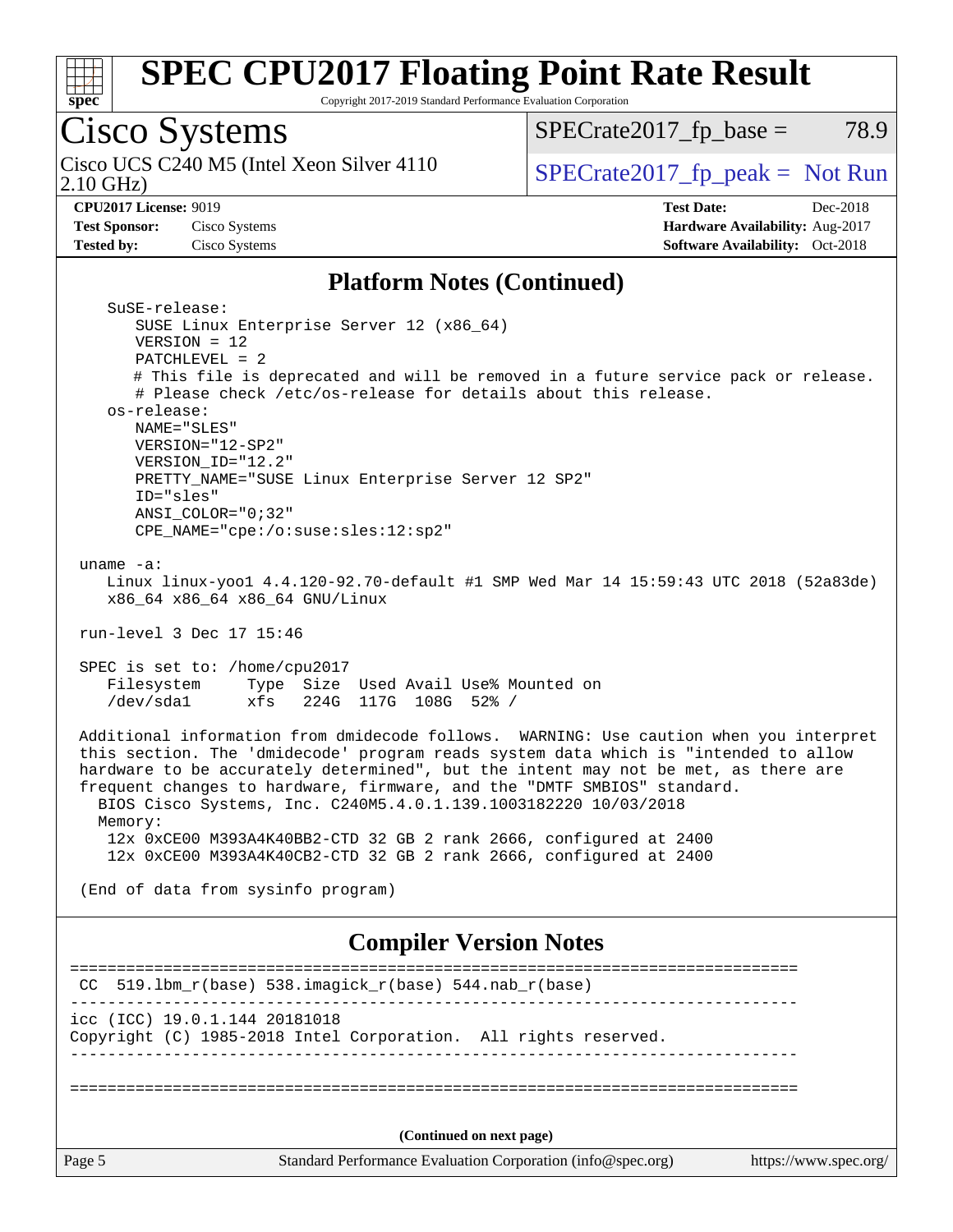## Platform Notes (Continued)

```
    SuSE-release:
       SUSE Linux Enterprise Server 12 (x86_64)
       VERSION = 12
       PATCHLEVEL = 2
       # This file is deprecated and will be removed in a future service pack or release.
       # Please check /etc/os-release for details about this release.
    os-release:
       NAME="SLES"
       VERSION="12-SP2"
       VERSION_ID="12.2"
       PRETTY_NAME="SUSE Linux Enterprise Server 12 SP2"
       ID="sles"
       ANSI_COLOR="0;32"
       CPE_NAME="cpe:/o:suse:sles:12:sp2"

 uname -a:
    Linux linux-yoo1 4.4.120-92.70-default #1 SMP Wed Mar 14 15:59:43 UTC 2018 (52a83de)
    x86_64 x86_64 x86_64 GNU/Linux

 run-level 3 Dec 17 15:46

 SPEC is set to: /home/cpu2017
    Filesystem     Type  Size  Used Avail Use% Mounted on
    /dev/sda1      xfs   224G  117G  108G  52% /

 Additional information from dmidecode follows.  WARNING: Use caution when you interpret
 this section. The 'dmidecode' program reads system data which is "intended to allow
 hardware to be accurately determined", but the intent may not be met, as there are
 frequent changes to hardware, firmware, and the "DMTF SMBIOS" standard.
   BIOS Cisco Systems, Inc. C240M5.4.0.1.139.1003182220 10/03/2018
   Memory:
    12x 0xCE00 M393A4K40BB2-CTD 32 GB 2 rank 2666, configured at 2400
    12x 0xCE00 M393A4K40CB2-CTD 32 GB 2 rank 2666, configured at 2400

 (End of data from sysinfo program)
```

## Compiler Version Notes

```
==============================================================================
 CC  519.lbm_r(base) 538.imagick_r(base) 544.nab_r(base)
------------------------------------------------------------------------------
icc (ICC) 19.0.1.144 20181018
Copyright (C) 1985-2018 Intel Corporation.  All rights reserved.
------------------------------------------------------------------------------

==============================================================================
```

(Continued on next page)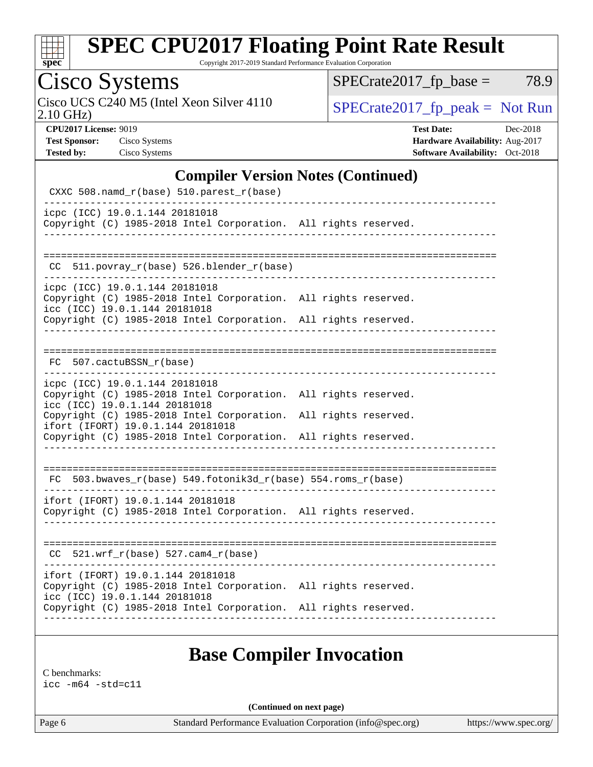## Compiler Version Notes (Continued)

```
 CXXC 508.namd_r(base) 510.parest_r(base)
------------------------------------------------------------------------------
icpc (ICC) 19.0.1.144 20181018
Copyright (C) 1985-2018 Intel Corporation.  All rights reserved.
------------------------------------------------------------------------------

==============================================================================
 CC  511.povray_r(base) 526.blender_r(base)
------------------------------------------------------------------------------
icpc (ICC) 19.0.1.144 20181018
Copyright (C) 1985-2018 Intel Corporation.  All rights reserved.
icc (ICC) 19.0.1.144 20181018
Copyright (C) 1985-2018 Intel Corporation.  All rights reserved.
------------------------------------------------------------------------------

==============================================================================
 FC  507.cactuBSSN_r(base)
------------------------------------------------------------------------------
icpc (ICC) 19.0.1.144 20181018
Copyright (C) 1985-2018 Intel Corporation.  All rights reserved.
icc (ICC) 19.0.1.144 20181018
Copyright (C) 1985-2018 Intel Corporation.  All rights reserved.
ifort (IFORT) 19.0.1.144 20181018
Copyright (C) 1985-2018 Intel Corporation.  All rights reserved.
------------------------------------------------------------------------------

==============================================================================
 FC  503.bwaves_r(base) 549.fotonik3d_r(base) 554.roms_r(base)
------------------------------------------------------------------------------
ifort (IFORT) 19.0.1.144 20181018
Copyright (C) 1985-2018 Intel Corporation.  All rights reserved.
------------------------------------------------------------------------------

==============================================================================
 CC  521.wrf_r(base) 527.cam4_r(base)
------------------------------------------------------------------------------
ifort (IFORT) 19.0.1.144 20181018
Copyright (C) 1985-2018 Intel Corporation.  All rights reserved.
icc (ICC) 19.0.1.144 20181018
Copyright (C) 1985-2018 Intel Corporation.  All rights reserved.
------------------------------------------------------------------------------
```

## Base Compiler Invocation

C benchmarks:
icc -m64 -std=c11

(Continued on next page)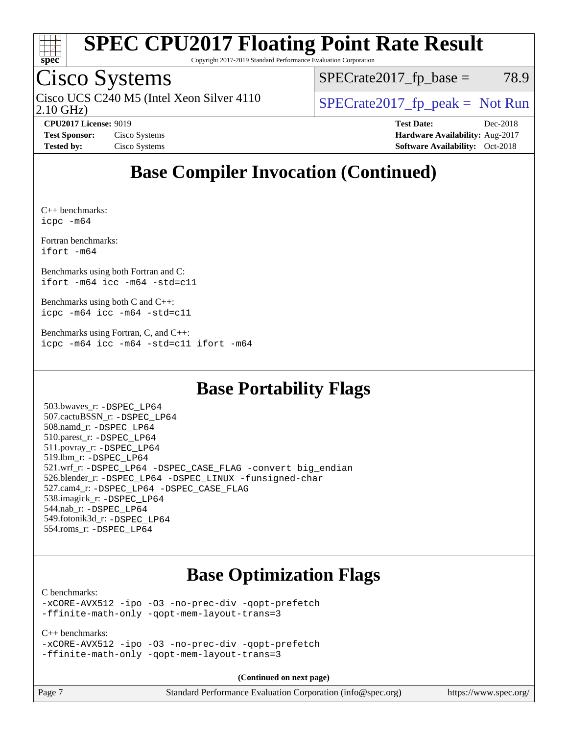## Base Compiler Invocation (Continued)

C++ benchmarks:
`icpc -m64`

Fortran benchmarks:
`ifort -m64`

Benchmarks using both Fortran and C:
`ifort -m64 icc -m64 -std=c11`

Benchmarks using both C and C++:
`icpc -m64 icc -m64 -std=c11`

Benchmarks using Fortran, C, and C++:
`icpc -m64 icc -m64 -std=c11 ifort -m64`

## Base Portability Flags

503.bwaves_r: `-DSPEC_LP64`
507.cactuBSSN_r: `-DSPEC_LP64`
508.namd_r: `-DSPEC_LP64`
510.parest_r: `-DSPEC_LP64`
511.povray_r: `-DSPEC_LP64`
519.lbm_r: `-DSPEC_LP64`
521.wrf_r: `-DSPEC_LP64 -DSPEC_CASE_FLAG -convert big_endian`
526.blender_r: `-DSPEC_LP64 -DSPEC_LINUX -funsigned-char`
527.cam4_r: `-DSPEC_LP64 -DSPEC_CASE_FLAG`
538.imagick_r: `-DSPEC_LP64`
544.nab_r: `-DSPEC_LP64`
549.fotonik3d_r: `-DSPEC_LP64`
554.roms_r: `-DSPEC_LP64`

## Base Optimization Flags

C benchmarks:
`-xCORE-AVX512 -ipo -O3 -no-prec-div -qopt-prefetch`
`-ffinite-math-only -qopt-mem-layout-trans=3`

C++ benchmarks:
`-xCORE-AVX512 -ipo -O3 -no-prec-div -qopt-prefetch`
`-ffinite-math-only -qopt-mem-layout-trans=3`

**(Continued on next page)**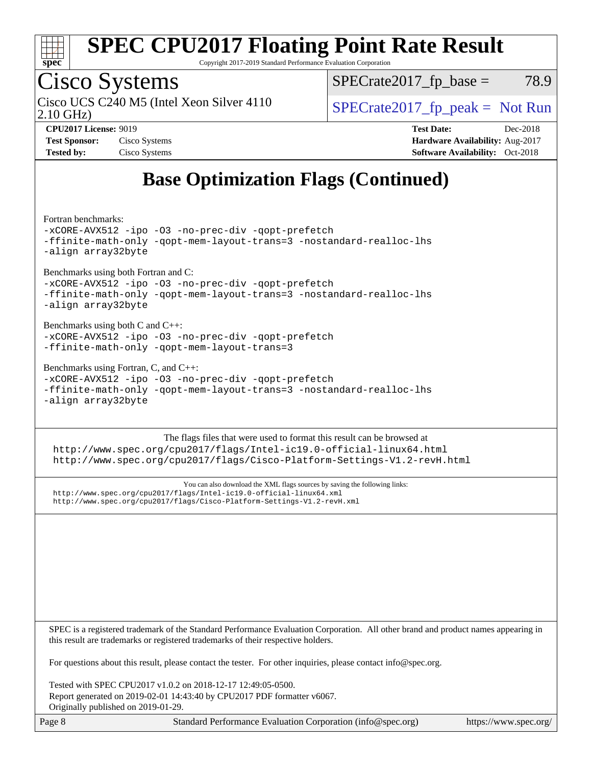# Base Optimization Flags (Continued)

Fortran benchmarks:

```
-xCORE-AVX512 -ipo -O3 -no-prec-div -qopt-prefetch
-ffinite-math-only -qopt-mem-layout-trans=3 -nostandard-realloc-lhs
-align array32byte
```

Benchmarks using both Fortran and C:

```
-xCORE-AVX512 -ipo -O3 -no-prec-div -qopt-prefetch
-ffinite-math-only -qopt-mem-layout-trans=3 -nostandard-realloc-lhs
-align array32byte
```

Benchmarks using both C and C++:

```
-xCORE-AVX512 -ipo -O3 -no-prec-div -qopt-prefetch
-ffinite-math-only -qopt-mem-layout-trans=3
```

Benchmarks using Fortran, C, and C++:

```
-xCORE-AVX512 -ipo -O3 -no-prec-div -qopt-prefetch
-ffinite-math-only -qopt-mem-layout-trans=3 -nostandard-realloc-lhs
-align array32byte
```

The flags files that were used to format this result can be browsed at
http://www.spec.org/cpu2017/flags/Intel-ic19.0-official-linux64.html
http://www.spec.org/cpu2017/flags/Cisco-Platform-Settings-V1.2-revH.html

You can also download the XML flags sources by saving the following links:
http://www.spec.org/cpu2017/flags/Intel-ic19.0-official-linux64.xml
http://www.spec.org/cpu2017/flags/Cisco-Platform-Settings-V1.2-revH.xml

SPEC is a registered trademark of the Standard Performance Evaluation Corporation. All other brand and product names appearing in this result are trademarks or registered trademarks of their respective holders.

For questions about this result, please contact the tester. For other inquiries, please contact info@spec.org.

Tested with SPEC CPU2017 v1.0.2 on 2018-12-17 12:49:05-0500.
Report generated on 2019-02-01 14:43:40 by CPU2017 PDF formatter v6067.
Originally published on 2019-01-29.